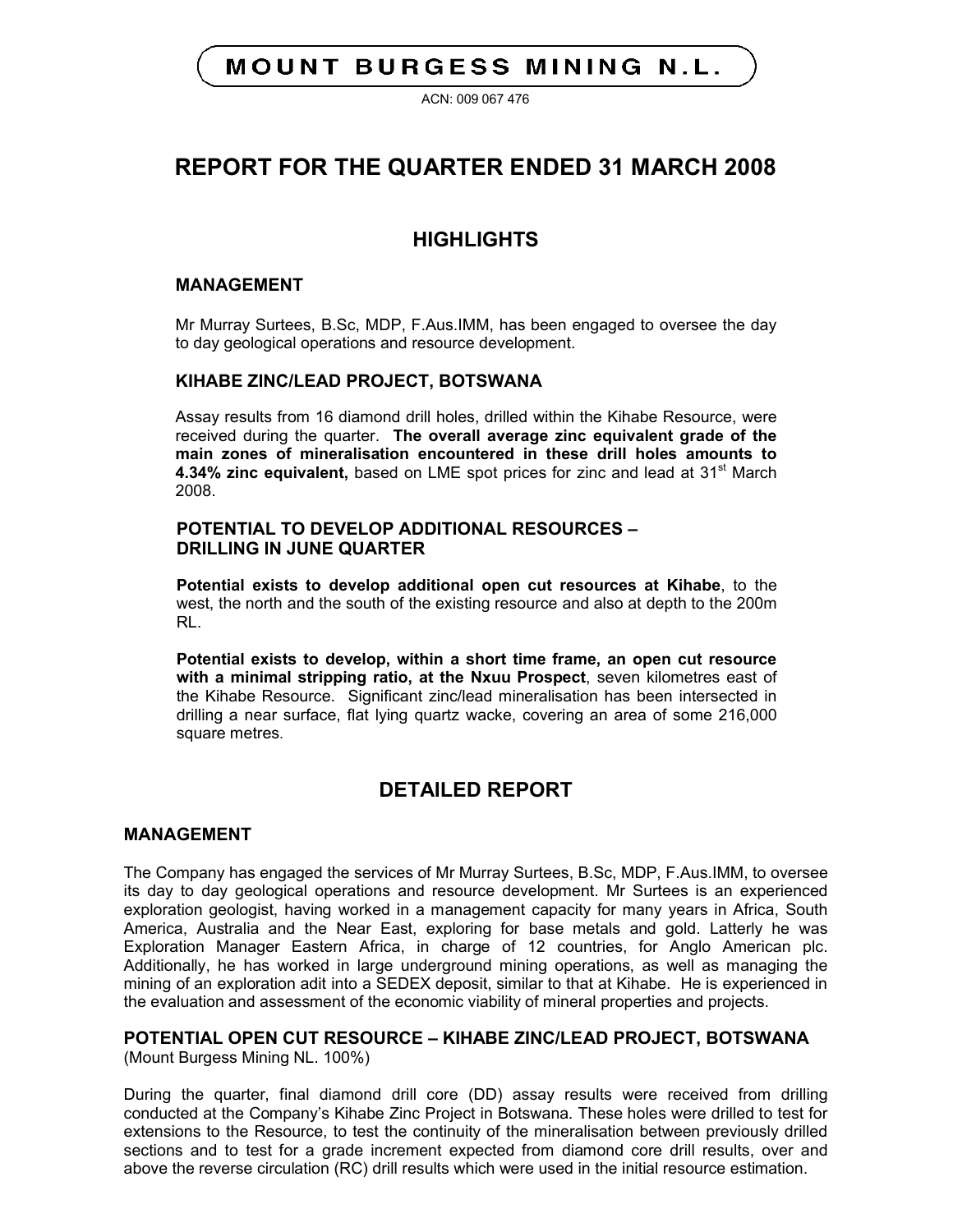# MOUNT BURGESS MINING N.L.

ACN: 009 067 476

# REPORT FOR THE QUARTER ENDED 31 MARCH 2008

## HIGHLIGHTS

### MANAGEMENT

Mr Murray Surtees, B.Sc, MDP, F.Aus.IMM, has been engaged to oversee the day to day geological operations and resource development.

### KIHABE ZINC/LEAD PROJECT, BOTSWANA

Assay results from 16 diamond drill holes, drilled within the Kihabe Resource, were received during the quarter. **The overall average zinc equivalent grade of the main zones of mineralisation encountered in these drill holes amounts to 4.34% zinc equivalent,** based on LME spot prices for zinc and lead at 31st March 2008.

### POTENTIAL TO DEVELOP ADDITIONAL RESOURCES – DRILLING IN JUNE QUARTER

**Potential exists to develop additional open cut resources at Kihabe**, to the west, the north and the south of the existing resource and also at depth to the 200m RL.

**Potential exists to develop, within a short time frame, an open cut resource with a minimal stripping ratio, at the Nxuu Prospect**, seven kilometres east of the Kihabe Resource. Significant zinc/lead mineralisation has been intersected in drilling a near surface, flat lying quartz wacke, covering an area of some 216,000 square metres.

## DETAILED REPORT

### MANAGEMENT

The Company has engaged the services of Mr Murray Surtees, B.Sc, MDP, F.Aus.IMM, to oversee its day to day geological operations and resource development. Mr Surtees is an experienced exploration geologist, having worked in a management capacity for many years in Africa, South America, Australia and the Near East, exploring for base metals and gold. Latterly he was Exploration Manager Eastern Africa, in charge of 12 countries, for Anglo American plc. Additionally, he has worked in large underground mining operations, as well as managing the mining of an exploration adit into a SEDEX deposit, similar to that at Kihabe. He is experienced in the evaluation and assessment of the economic viability of mineral properties and projects.

### POTENTIAL OPEN CUT RESOURCE – KIHABE ZINC/LEAD PROJECT, BOTSWANA

(Mount Burgess Mining NL. 100%)

During the quarter, final diamond drill core (DD) assay results were received from drilling conducted at the Company's Kihabe Zinc Project in Botswana. These holes were drilled to test for extensions to the Resource, to test the continuity of the mineralisation between previously drilled sections and to test for a grade increment expected from diamond core drill results, over and above the reverse circulation (RC) drill results which were used in the initial resource estimation.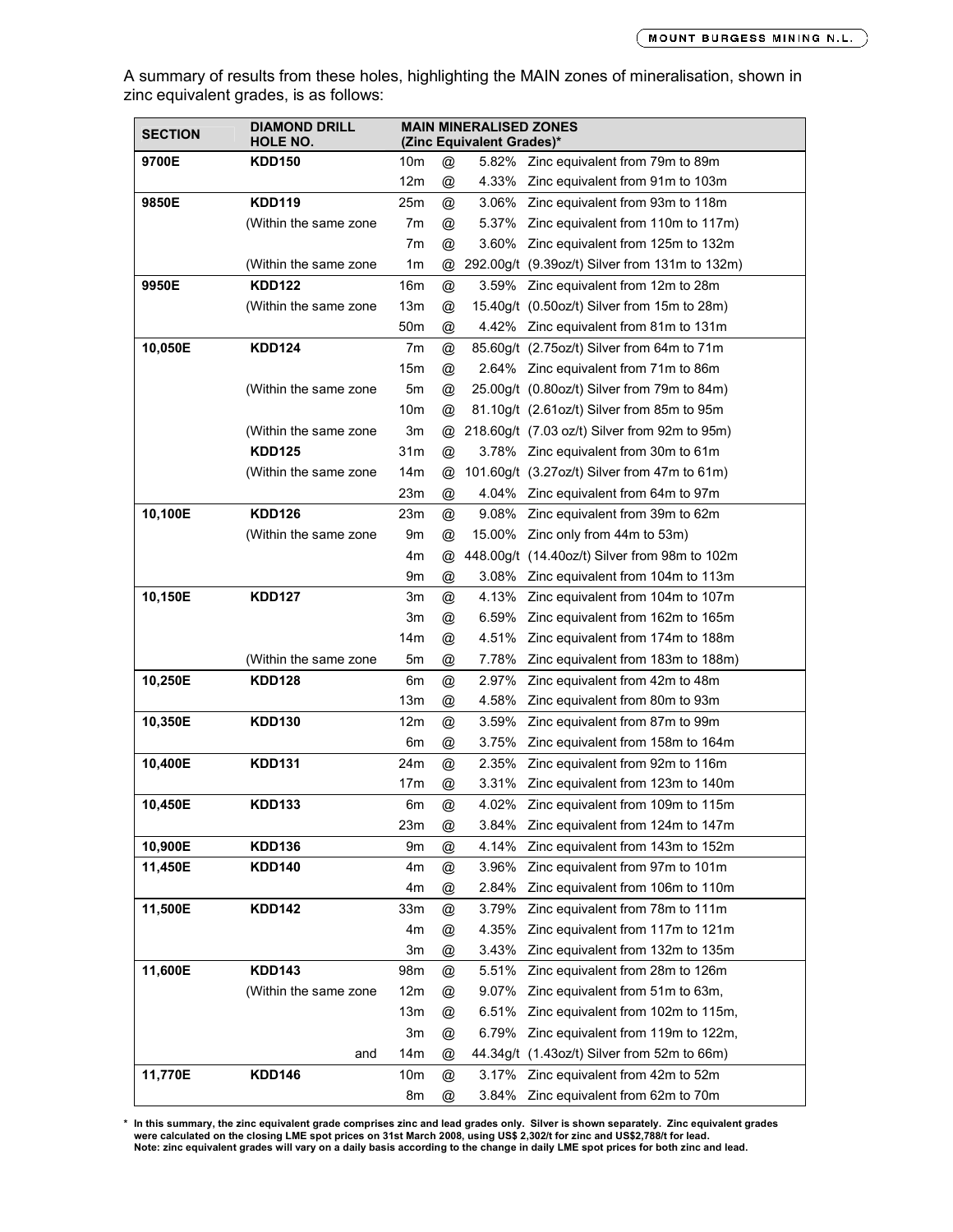A summary of results from these holes, highlighting the MAIN zones of mineralisation, shown in zinc equivalent grades, is as follows:

| SECTION | DIAMOND DRILL HOLE NO. | MAIN MINERALISED ZONES (Zinc Equivalent Grades)* | | | |
|---|---|---|---|---|---|
| **9700E** | **KDD150** | 10m | @ | 5.82% | Zinc equivalent from 79m to 89m |
| | | 12m | @ | 4.33% | Zinc equivalent from 91m to 103m |
| **9850E** | **KDD119** | 25m | @ | 3.06% | Zinc equivalent from 93m to 118m |
| | (Within the same zone | 7m | @ | 5.37% | Zinc equivalent from 110m to 117m) |
| | | 7m | @ | 3.60% | Zinc equivalent from 125m to 132m |
| | (Within the same zone | 1m | @ | 292.00g/t | (9.39oz/t) Silver from 131m to 132m) |
| **9950E** | **KDD122** | 16m | @ | 3.59% | Zinc equivalent from 12m to 28m |
| | (Within the same zone | 13m | @ | 15.40g/t | (0.50oz/t) Silver from 15m to 28m) |
| | | 50m | @ | 4.42% | Zinc equivalent from 81m to 131m |
| **10,050E** | **KDD124** | 7m | @ | 85.60g/t | (2.75oz/t) Silver from 64m to 71m |
| | | 15m | @ | 2.64% | Zinc equivalent from 71m to 86m |
| | (Within the same zone | 5m | @ | 25.00g/t | (0.80oz/t) Silver from 79m to 84m) |
| | | 10m | @ | 81.10g/t | (2.61oz/t) Silver from 85m to 95m |
| | (Within the same zone | 3m | @ | 218.60g/t | (7.03 oz/t) Silver from 92m to 95m) |
| | **KDD125** | 31m | @ | 3.78% | Zinc equivalent from 30m to 61m |
| | (Within the same zone | 14m | @ | 101.60g/t | (3.27oz/t) Silver from 47m to 61m) |
| | | 23m | @ | 4.04% | Zinc equivalent from 64m to 97m |
| **10,100E** | **KDD126** | 23m | @ | 9.08% | Zinc equivalent from 39m to 62m |
| | (Within the same zone | 9m | @ | 15.00% | Zinc only from 44m to 53m) |
| | | 4m | @ | 448.00g/t | (14.40oz/t) Silver from 98m to 102m |
| | | 9m | @ | 3.08% | Zinc equivalent from 104m to 113m |
| **10,150E** | **KDD127** | 3m | @ | 4.13% | Zinc equivalent from 104m to 107m |
| | | 3m | @ | 6.59% | Zinc equivalent from 162m to 165m |
| | | 14m | @ | 4.51% | Zinc equivalent from 174m to 188m |
| | (Within the same zone | 5m | @ | 7.78% | Zinc equivalent from 183m to 188m) |
| **10,250E** | **KDD128** | 6m | @ | 2.97% | Zinc equivalent from 42m to 48m |
| | | 13m | @ | 4.58% | Zinc equivalent from 80m to 93m |
| **10,350E** | **KDD130** | 12m | @ | 3.59% | Zinc equivalent from 87m to 99m |
| | | 6m | @ | 3.75% | Zinc equivalent from 158m to 164m |
| **10,400E** | **KDD131** | 24m | @ | 2.35% | Zinc equivalent from 92m to 116m |
| | | 17m | @ | 3.31% | Zinc equivalent from 123m to 140m |
| **10,450E** | **KDD133** | 6m | @ | 4.02% | Zinc equivalent from 109m to 115m |
| | | 23m | @ | 3.84% | Zinc equivalent from 124m to 147m |
| **10,900E** | **KDD136** | 9m | @ | 4.14% | Zinc equivalent from 143m to 152m |
| **11,450E** | **KDD140** | 4m | @ | 3.96% | Zinc equivalent from 97m to 101m |
| | | 4m | @ | 2.84% | Zinc equivalent from 106m to 110m |
| **11,500E** | **KDD142** | 33m | @ | 3.79% | Zinc equivalent from 78m to 111m |
| | | 4m | @ | 4.35% | Zinc equivalent from 117m to 121m |
| | | 3m | @ | 3.43% | Zinc equivalent from 132m to 135m |
| **11,600E** | **KDD143** | 98m | @ | 5.51% | Zinc equivalent from 28m to 126m |
| | (Within the same zone | 12m | @ | 9.07% | Zinc equivalent from 51m to 63m, |
| | | 13m | @ | 6.51% | Zinc equivalent from 102m to 115m, |
| | | 3m | @ | 6.79% | Zinc equivalent from 119m to 122m, |
| | and | 14m | @ | 44.34g/t | (1.43oz/t) Silver from 52m to 66m) |
| **11,770E** | **KDD146** | 10m | @ | 3.17% | Zinc equivalent from 42m to 52m |
| | | 8m | @ | 3.84% | Zinc equivalent from 62m to 70m |

**\* In this summary, the zinc equivalent grade comprises zinc and lead grades only. Silver is shown separately. Zinc equivalent grades were calculated on the closing LME spot prices on 31st March 2008, using US$ 2,302/t for zinc and US$2,788/t for lead.**
**Note: zinc equivalent grades will vary on a daily basis according to the change in daily LME spot prices for both zinc and lead.**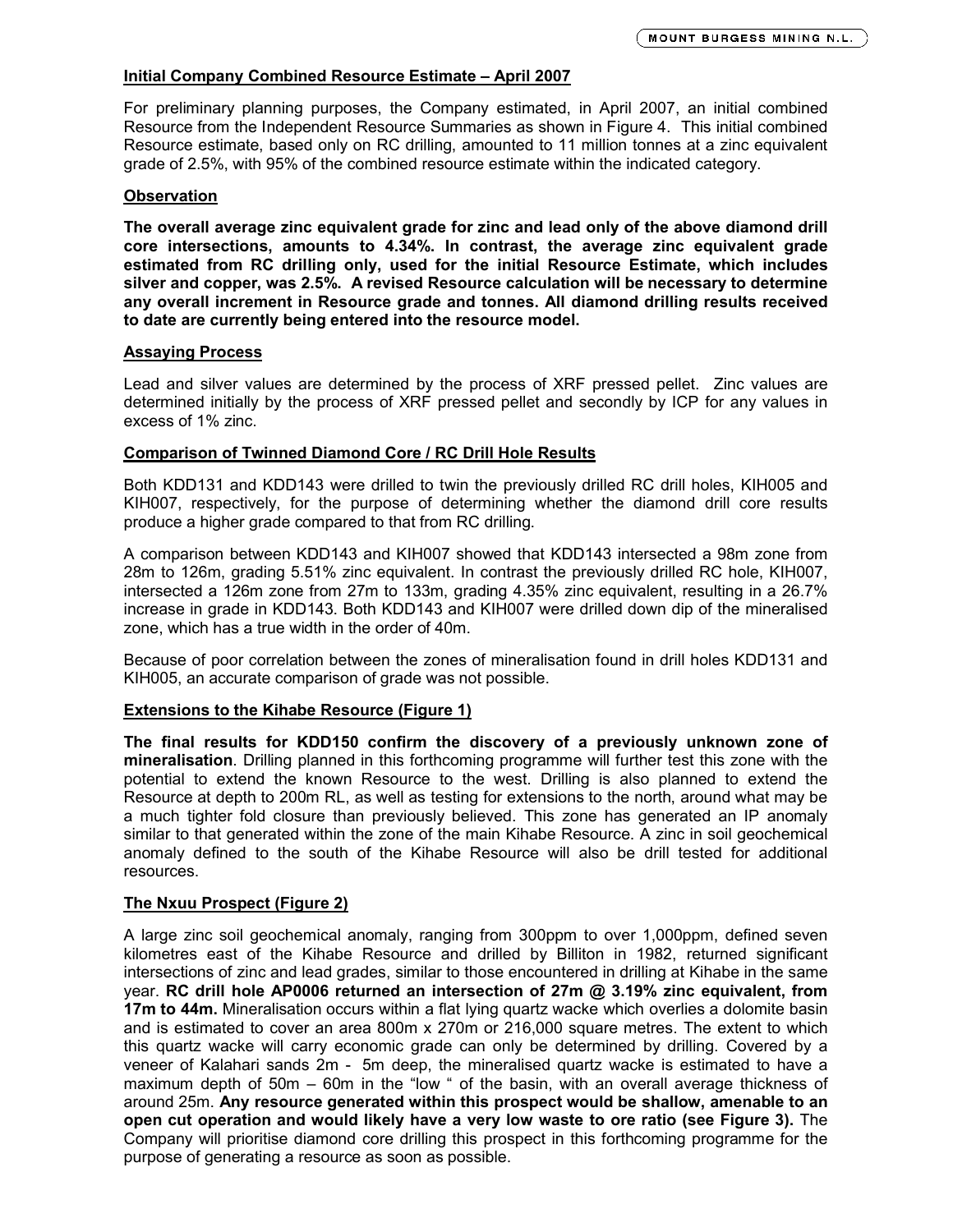## Initial Company Combined Resource Estimate – April 2007

For preliminary planning purposes, the Company estimated, in April 2007, an initial combined Resource from the Independent Resource Summaries as shown in Figure 4. This initial combined Resource estimate, based only on RC drilling, amounted to 11 million tonnes at a zinc equivalent grade of 2.5%, with 95% of the combined resource estimate within the indicated category.

## Observation

**The overall average zinc equivalent grade for zinc and lead only of the above diamond drill core intersections, amounts to 4.34%. In contrast, the average zinc equivalent grade estimated from RC drilling only, used for the initial Resource Estimate, which includes silver and copper, was 2.5%. A revised Resource calculation will be necessary to determine any overall increment in Resource grade and tonnes. All diamond drilling results received to date are currently being entered into the resource model.**

## Assaying Process

Lead and silver values are determined by the process of XRF pressed pellet. Zinc values are determined initially by the process of XRF pressed pellet and secondly by ICP for any values in excess of 1% zinc.

## Comparison of Twinned Diamond Core / RC Drill Hole Results

Both KDD131 and KDD143 were drilled to twin the previously drilled RC drill holes, KIH005 and KIH007, respectively, for the purpose of determining whether the diamond drill core results produce a higher grade compared to that from RC drilling.

A comparison between KDD143 and KIH007 showed that KDD143 intersected a 98m zone from 28m to 126m, grading 5.51% zinc equivalent. In contrast the previously drilled RC hole, KIH007, intersected a 126m zone from 27m to 133m, grading 4.35% zinc equivalent, resulting in a 26.7% increase in grade in KDD143. Both KDD143 and KIH007 were drilled down dip of the mineralised zone, which has a true width in the order of 40m.

Because of poor correlation between the zones of mineralisation found in drill holes KDD131 and KIH005, an accurate comparison of grade was not possible.

## Extensions to the Kihabe Resource (Figure 1)

**The final results for KDD150 confirm the discovery of a previously unknown zone of mineralisation**. Drilling planned in this forthcoming programme will further test this zone with the potential to extend the known Resource to the west. Drilling is also planned to extend the Resource at depth to 200m RL, as well as testing for extensions to the north, around what may be a much tighter fold closure than previously believed. This zone has generated an IP anomaly similar to that generated within the zone of the main Kihabe Resource. A zinc in soil geochemical anomaly defined to the south of the Kihabe Resource will also be drill tested for additional resources.

## The Nxuu Prospect (Figure 2)

A large zinc soil geochemical anomaly, ranging from 300ppm to over 1,000ppm, defined seven kilometres east of the Kihabe Resource and drilled by Billiton in 1982, returned significant intersections of zinc and lead grades, similar to those encountered in drilling at Kihabe in the same year. **RC drill hole AP0006 returned an intersection of 27m @ 3.19% zinc equivalent, from 17m to 44m.** Mineralisation occurs within a flat lying quartz wacke which overlies a dolomite basin and is estimated to cover an area 800m x 270m or 216,000 square metres. The extent to which this quartz wacke will carry economic grade can only be determined by drilling. Covered by a veneer of Kalahari sands 2m - 5m deep, the mineralised quartz wacke is estimated to have a maximum depth of 50m – 60m in the "low " of the basin, with an overall average thickness of around 25m. **Any resource generated within this prospect would be shallow, amenable to an open cut operation and would likely have a very low waste to ore ratio (see Figure 3).** The Company will prioritise diamond core drilling this prospect in this forthcoming programme for the purpose of generating a resource as soon as possible.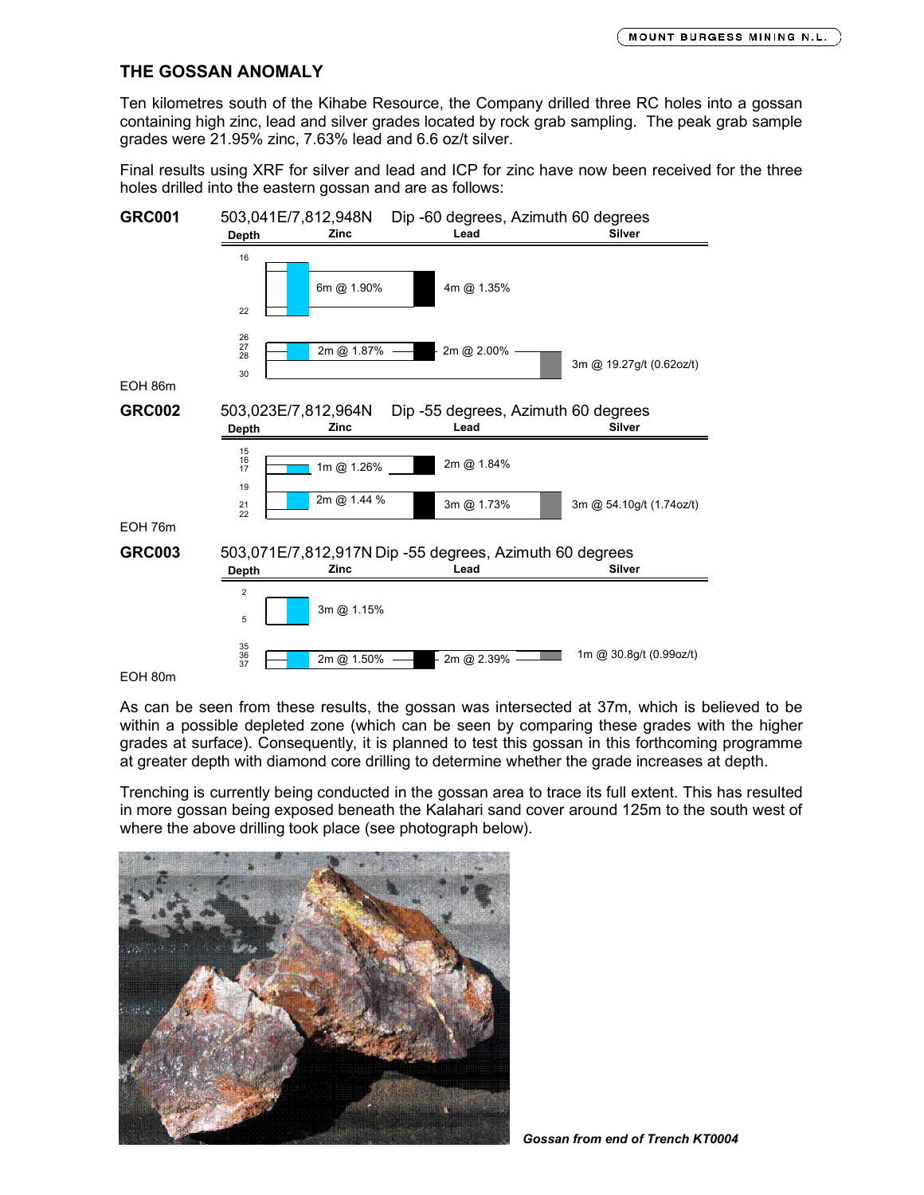## THE GOSSAN ANOMALY

Ten kilometres south of the Kihabe Resource, the Company drilled three RC holes into a gossan containing high zinc, lead and silver grades located by rock grab sampling. The peak grab sample grades were 21.95% zinc, 7.63% lead and 6.6 oz/t silver.

Final results using XRF for silver and lead and ICP for zinc have now been received for the three holes drilled into the eastern gossan and are as follows:

**GRC001** 503,041E/7,812,948N Dip -60 degrees, Azimuth 60 degrees

| Depth | Zinc | Lead | Silver |
|---|---|---|---|
| 16–22 | 6m @ 1.90% | 4m @ 1.35% | |
| 26–28 | 2m @ 1.87% | 2m @ 2.00% | |
| 27–30 | | | 3m @ 19.27g/t (0.62oz/t) |

EOH 86m

**GRC002** 503,023E/7,812,964N Dip -55 degrees, Azimuth 60 degrees

| Depth | Zinc | Lead | Silver |
|---|---|---|---|
| 15–17 | 1m @ 1.26% | 2m @ 1.84% | |
| 19–22 | 2m @ 1.44 % | 3m @ 1.73% | 3m @ 54.10g/t (1.74oz/t) |

EOH 76m

**GRC003** 503,071E/7,812,917N Dip -55 degrees, Azimuth 60 degrees

| Depth | Zinc | Lead | Silver |
|---|---|---|---|
| 2–5 | 3m @ 1.15% | | |
| 35–37 | 2m @ 1.50% | 2m @ 2.39% | 1m @ 30.8g/t (0.99oz/t) |

EOH 80m

As can be seen from these results, the gossan was intersected at 37m, which is believed to be within a possible depleted zone (which can be seen by comparing these grades with the higher grades at surface). Consequently, it is planned to test this gossan in this forthcoming programme at greater depth with diamond core drilling to determine whether the grade increases at depth.

Trenching is currently being conducted in the gossan area to trace its full extent. This has resulted in more gossan being exposed beneath the Kalahari sand cover around 125m to the south west of where the above drilling took place (see photograph below).

*Gossan from end of Trench KT0004*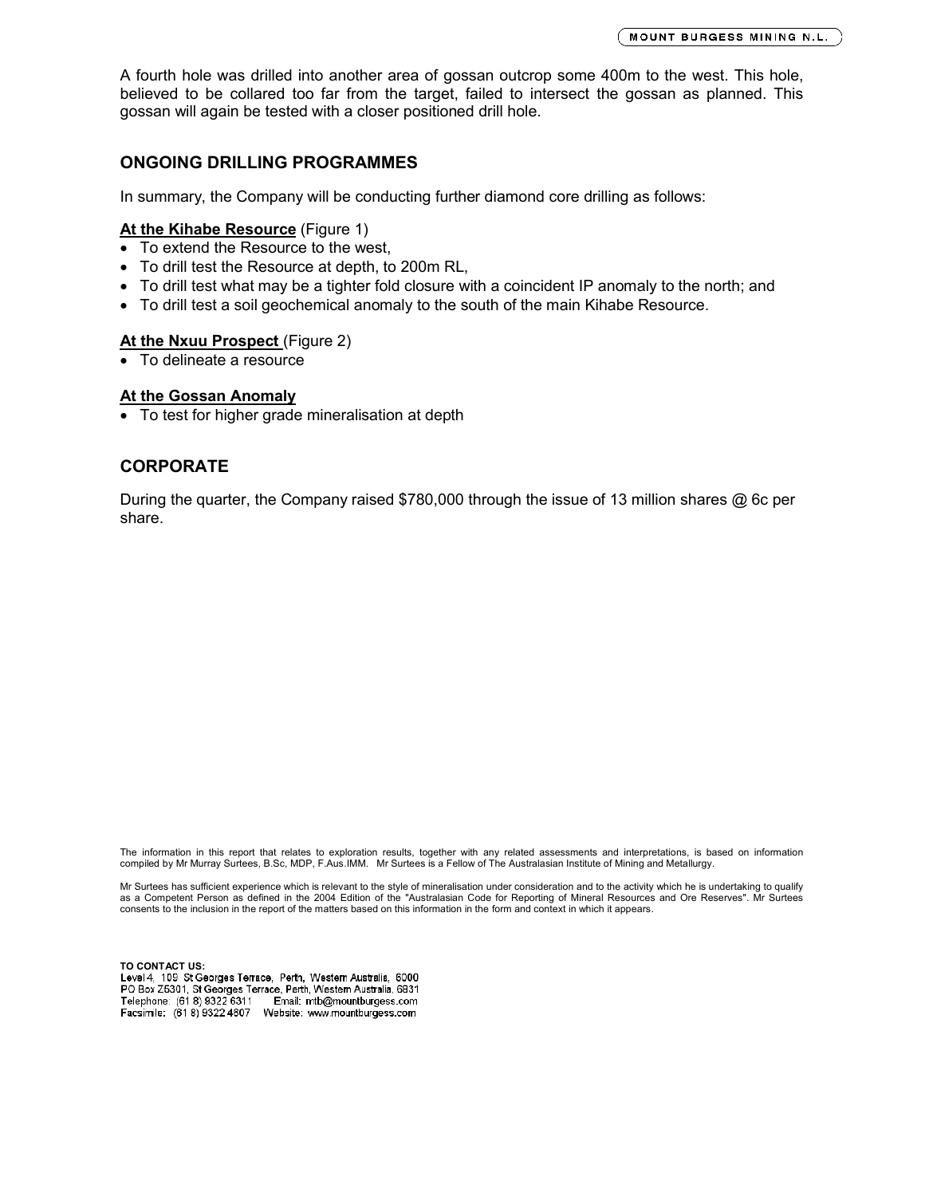A fourth hole was drilled into another area of gossan outcrop some 400m to the west. This hole, believed to be collared too far from the target, failed to intersect the gossan as planned. This gossan will again be tested with a closer positioned drill hole.

## ONGOING DRILLING PROGRAMMES

In summary, the Company will be conducting further diamond core drilling as follows:

**At the Kihabe Resource** (Figure 1)

- To extend the Resource to the west,
- To drill test the Resource at depth, to 200m RL,
- To drill test what may be a tighter fold closure with a coincident IP anomaly to the north; and
- To drill test a soil geochemical anomaly to the south of the main Kihabe Resource.

**At the Nxuu Prospect** (Figure 2)

- To delineate a resource

**At the Gossan Anomaly**

- To test for higher grade mineralisation at depth

## CORPORATE

During the quarter, the Company raised $780,000 through the issue of 13 million shares @ 6c per share.

The information in this report that relates to exploration results, together with any related assessments and interpretations, is based on information compiled by Mr Murray Surtees, B.Sc, MDP, F.Aus.IMM. Mr Surtees is a Fellow of The Australasian Institute of Mining and Metallurgy.

Mr Surtees has sufficient experience which is relevant to the style of mineralisation under consideration and to the activity which he is undertaking to qualify as a Competent Person as defined in the 2004 Edition of the "Australasian Code for Reporting of Mineral Resources and Ore Reserves". Mr Surtees consents to the inclusion in the report of the matters based on this information in the form and context in which it appears.

**TO CONTACT US:**
Level 4, 109 St Georges Terrace, Perth, Western Australia, 6000
PO Box Z5301, St Georges Terrace, Perth, Western Australia, 6831
Telephone: (61 8) 9322 6311 Email: mtb@mountburgess.com
Facsimile: (61 8) 9322 4607 Website: www.mountburgess.com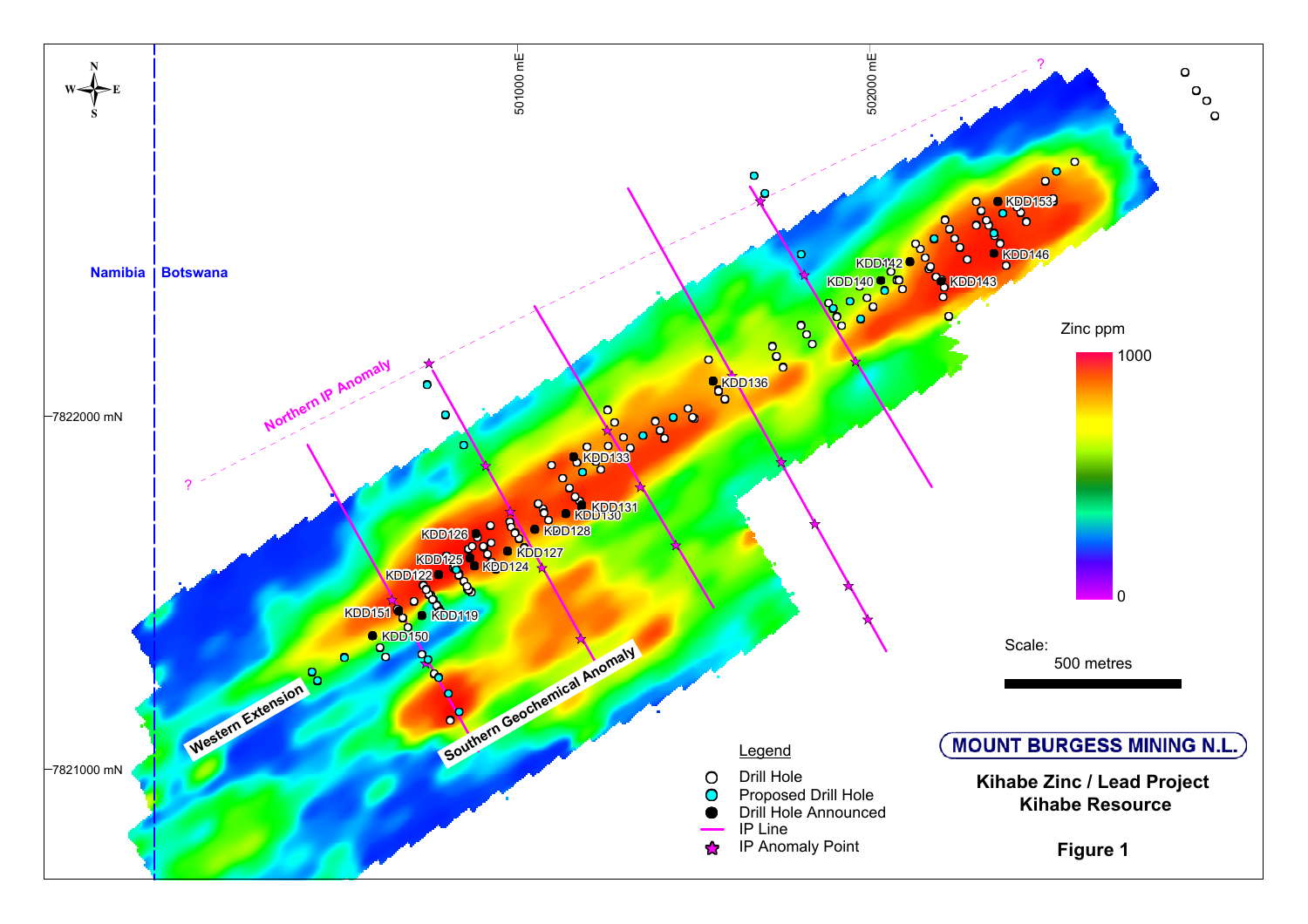501000 mE

502000 mE

Namibia | Botswana

Northern IP Anomaly

-7822000 mN

-7821000 mN

KDD153
KDD146
KDD142
KDD140
KDD143
KDD136
KDD133
KDD131
KDD130
KDD128
KDD127
KDD126
KDD125
KDD124
KDD122
KDD151
KDD119
KDD150

Western Extension

Southern Geochemical Anomaly

Zinc ppm

1000

0

Scale:

500 metres

**Legend**

- Drill Hole
- Proposed Drill Hole
- Drill Hole Announced
- IP Line
- IP Anomaly Point

**MOUNT BURGESS MINING N.L.**

**Kihabe Zinc / Lead Project**
**Kihabe Resource**

**Figure 1**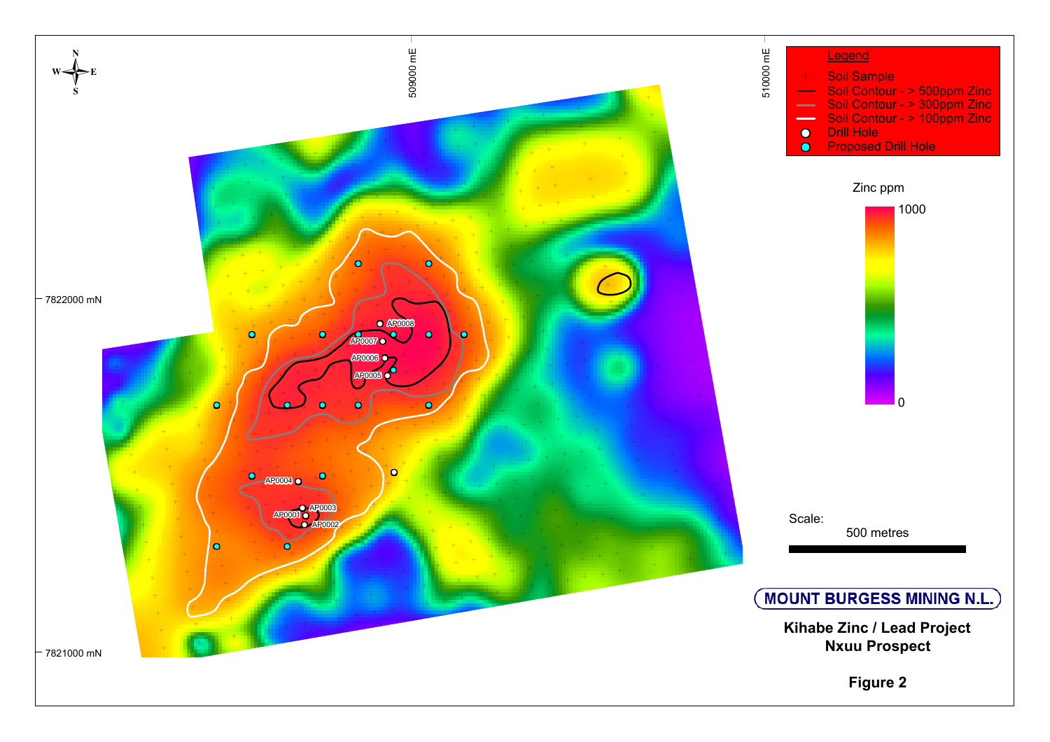Legend

- Soil Sample
- Soil Contour - > 500ppm Zinc
- Soil Contour - > 300ppm Zinc
- Soil Contour - > 100ppm Zinc
- Drill Hole
- Proposed Drill Hole

Zinc ppm

1000

0

509000 mE

510000 mE

7822000 mN

7821000 mN

AP0001

AP0002

AP0003

AP0004

AP0005

AP0006

AP0007

AP0008

Scale:

500 metres

**MOUNT BURGESS MINING N.L.**

**Kihabe Zinc / Lead Project**
**Nxuu Prospect**

**Figure 2**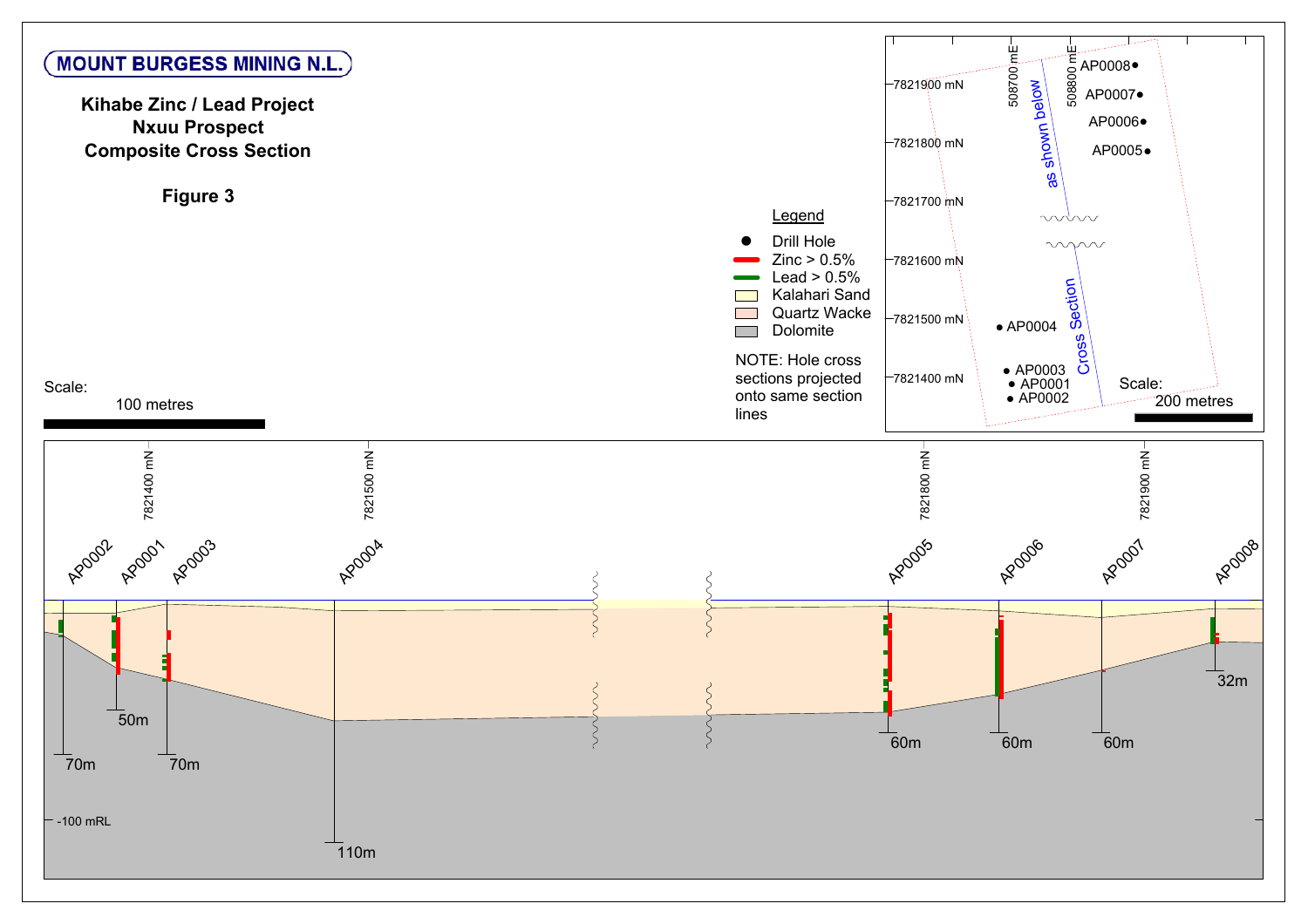**MOUNT BURGESS MINING N.L.**

## Kihabe Zinc / Lead Project
## Nxuu Prospect
## Composite Cross Section

**Figure 3**

Scale: 100 metres

**Legend**

- Drill Hole
- Zinc > 0.5%
- Lead > 0.5%
- Kalahari Sand
- Quartz Wacke
- Dolomite

NOTE: Hole cross sections projected onto same section lines

Plan inset: 7821900 mN, 7821800 mN, 7821700 mN, 7821600 mN, 7821500 mN, 7821400 mN; 508700 mE, 508800 mE; AP0008, AP0007, AP0006, AP0005, AP0004, AP0003, AP0001, AP0002; Cross Section as shown below; Scale: 200 metres

Cross section: 7821400 mN, 7821500 mN, 7821800 mN, 7821900 mN; AP0002 (70m), AP0001 (50m), AP0003 (70m), AP0004 (110m), AP0005 (60m), AP0006 (60m), AP0007 (60m), AP0008 (32m); -100 mRL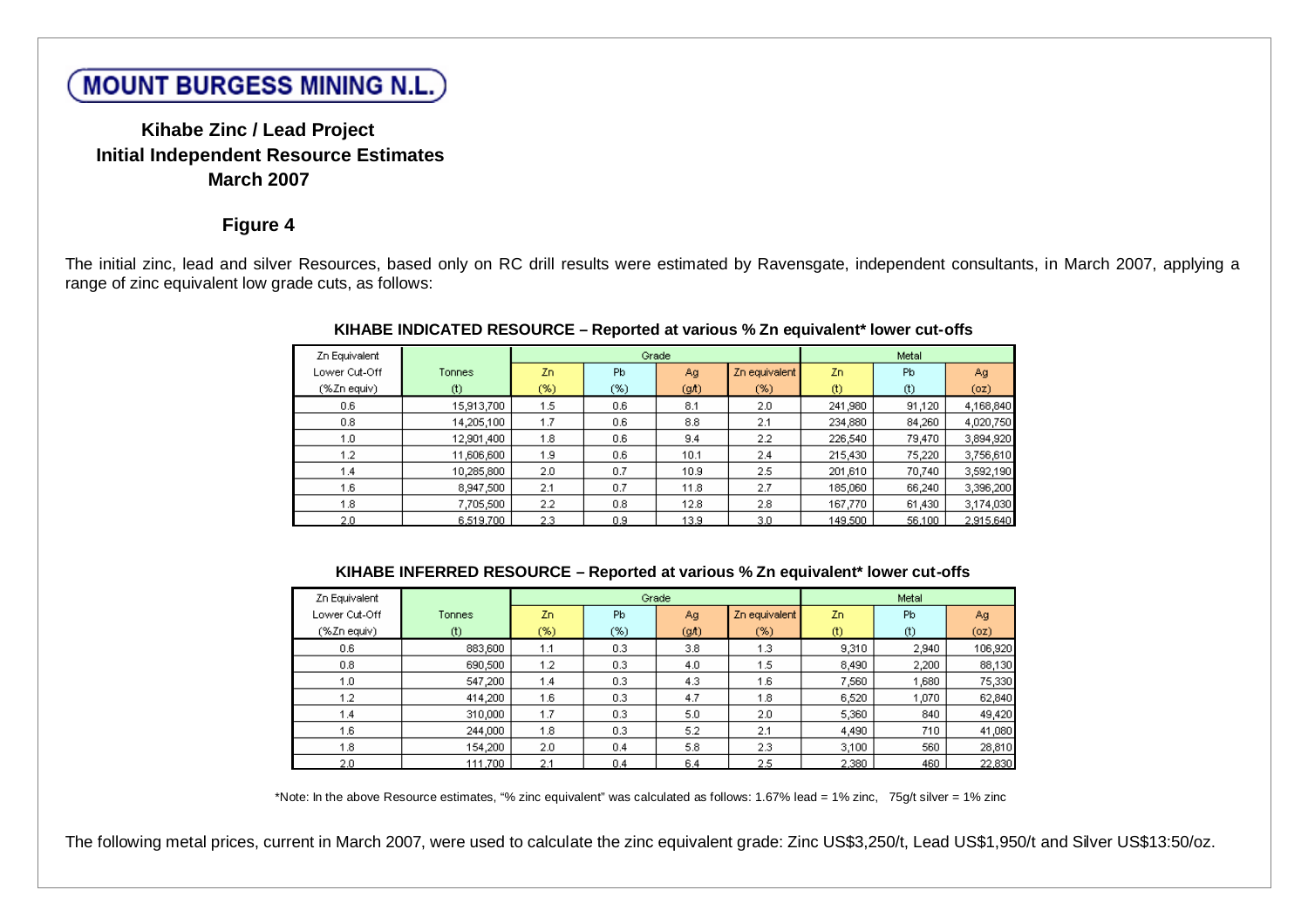# MOUNT BURGESS MINING N.L.

**Kihabe Zinc / Lead Project**
**Initial Independent Resource Estimates**
**March 2007**

**Figure 4**

The initial zinc, lead and silver Resources, based only on RC drill results were estimated by Ravensgate, independent consultants, in March 2007, applying a range of zinc equivalent low grade cuts, as follows:

**KIHABE INDICATED RESOURCE – Reported at various % Zn equivalent* lower cut-offs**

| Zn Equivalent Lower Cut-Off (%Zn equiv) | Tonnes (t) | Grade | | | | Metal | | |
|---|---|---|---|---|---|---|---|---|
| | | Zn (%) | Pb (%) | Ag (g/t) | Zn equivalent (%) | Zn (t) | Pb (t) | Ag (oz) |
| 0.6 | 15,913,700 | 1.5 | 0.6 | 8.1 | 2.0 | 241,980 | 91,120 | 4,168,840 |
| 0.8 | 14,205,100 | 1.7 | 0.6 | 8.8 | 2.1 | 234,880 | 84,260 | 4,020,750 |
| 1.0 | 12,901,400 | 1.8 | 0.6 | 9.4 | 2.2 | 226,540 | 79,470 | 3,894,920 |
| 1.2 | 11,606,600 | 1.9 | 0.6 | 10.1 | 2.4 | 215,430 | 75,220 | 3,756,610 |
| 1.4 | 10,285,800 | 2.0 | 0.7 | 10.9 | 2.5 | 201,610 | 70,740 | 3,592,190 |
| 1.6 | 8,947,500 | 2.1 | 0.7 | 11.8 | 2.7 | 185,060 | 66,240 | 3,396,200 |
| 1.8 | 7,705,500 | 2.2 | 0.8 | 12.8 | 2.8 | 167,770 | 61,430 | 3,174,030 |
| 2.0 | 6,519,700 | 2.3 | 0.9 | 13.9 | 3.0 | 149,500 | 56,100 | 2,915,640 |

**KIHABE INFERRED RESOURCE – Reported at various % Zn equivalent* lower cut-offs**

| Zn Equivalent Lower Cut-Off (%Zn equiv) | Tonnes (t) | Grade | | | | Metal | | |
|---|---|---|---|---|---|---|---|---|
| | | Zn (%) | Pb (%) | Ag (g/t) | Zn equivalent (%) | Zn (t) | Pb (t) | Ag (oz) |
| 0.6 | 883,600 | 1.1 | 0.3 | 3.8 | 1.3 | 9,310 | 2,940 | 106,920 |
| 0.8 | 690,500 | 1.2 | 0.3 | 4.0 | 1.5 | 8,490 | 2,200 | 88,130 |
| 1.0 | 547,200 | 1.4 | 0.3 | 4.3 | 1.6 | 7,560 | 1,680 | 75,330 |
| 1.2 | 414,200 | 1.6 | 0.3 | 4.7 | 1.8 | 6,520 | 1,070 | 62,840 |
| 1.4 | 310,000 | 1.7 | 0.3 | 5.0 | 2.0 | 5,360 | 840 | 49,420 |
| 1.6 | 244,000 | 1.8 | 0.3 | 5.2 | 2.1 | 4,490 | 710 | 41,080 |
| 1.8 | 154,200 | 2.0 | 0.4 | 5.8 | 2.3 | 3,100 | 560 | 28,810 |
| 2.0 | 111,700 | 2.1 | 0.4 | 6.4 | 2.5 | 2,380 | 460 | 22,830 |

*Note: In the above Resource estimates, "% zinc equivalent" was calculated as follows: 1.67% lead = 1% zinc, 75g/t silver = 1% zinc

The following metal prices, current in March 2007, were used to calculate the zinc equivalent grade: Zinc US$3,250/t, Lead US$1,950/t and Silver US$13:50/oz.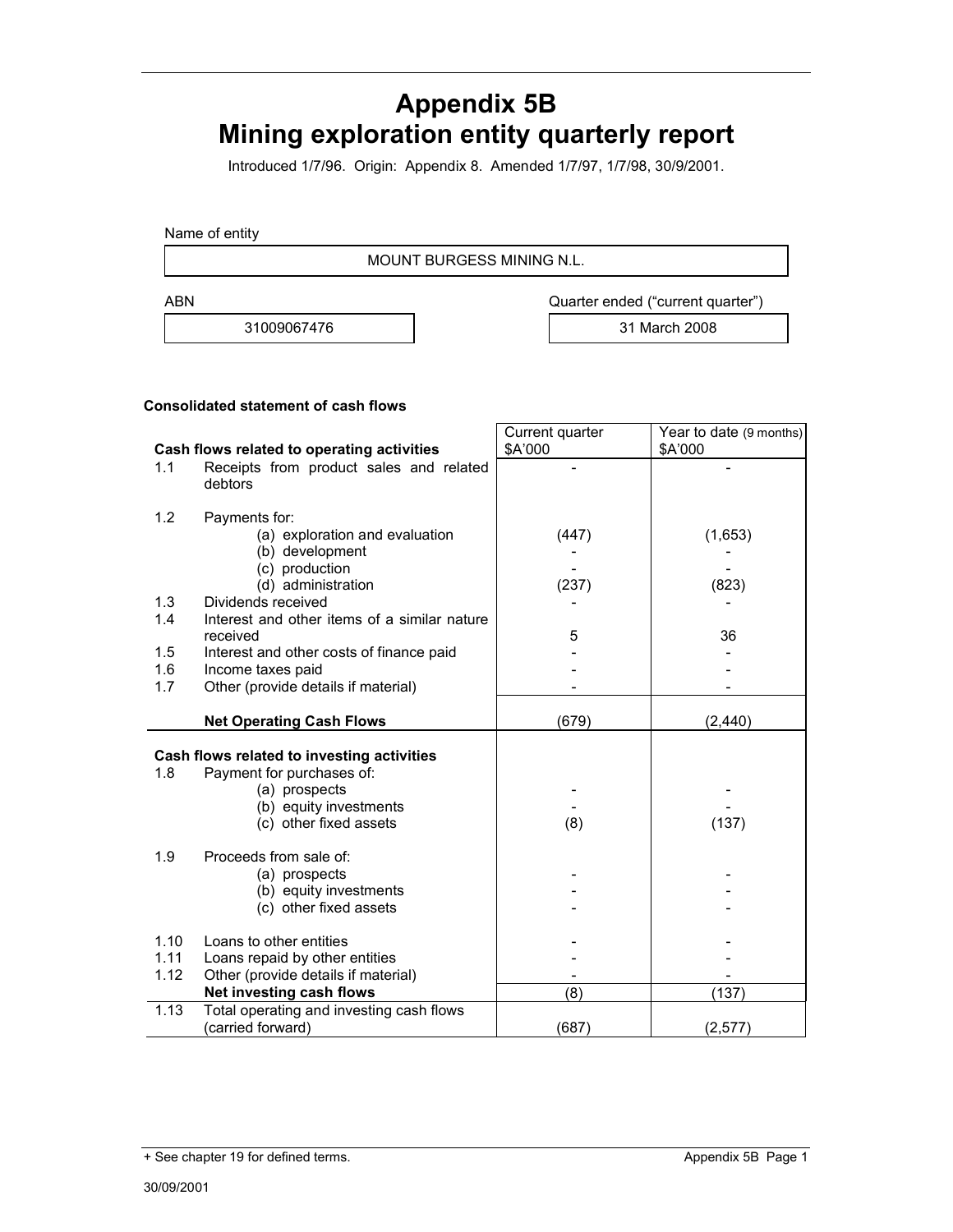# Appendix 5B
# Mining exploration entity quarterly report

Introduced 1/7/96. Origin: Appendix 8. Amended 1/7/97, 1/7/98, 30/9/2001.

Name of entity

| MOUNT BURGESS MINING N.L. |
|---|

| ABN | Quarter ended ("current quarter") |
|---|---|
| 31009067476 | 31 March 2008 |

**Consolidated statement of cash flows**

| | Cash flows related to operating activities | Current quarter $A'000 | Year to date (9 months) $A'000 |
|---|---|---|---|
| 1.1 | Receipts from product sales and related debtors | - | - |
| 1.2 | Payments for: | | |
| | (a) exploration and evaluation | (447) | (1,653) |
| | (b) development | - | - |
| | (c) production | - | - |
| | (d) administration | (237) | (823) |
| 1.3 | Dividends received | - | - |
| 1.4 | Interest and other items of a similar nature received | 5 | 36 |
| 1.5 | Interest and other costs of finance paid | - | - |
| 1.6 | Income taxes paid | - | - |
| 1.7 | Other (provide details if material) | - | - |
| | **Net Operating Cash Flows** | (679) | (2,440) |
| | **Cash flows related to investing activities** | | |
| 1.8 | Payment for purchases of: | | |
| | (a) prospects | - | - |
| | (b) equity investments | - | - |
| | (c) other fixed assets | (8) | (137) |
| 1.9 | Proceeds from sale of: | | |
| | (a) prospects | - | - |
| | (b) equity investments | - | - |
| | (c) other fixed assets | - | - |
| 1.10 | Loans to other entities | - | - |
| 1.11 | Loans repaid by other entities | - | - |
| 1.12 | Other (provide details if material) | - | - |
| | **Net investing cash flows** | (8) | (137) |
| 1.13 | Total operating and investing cash flows (carried forward) | (687) | (2,577) |

+ See chapter 19 for defined terms.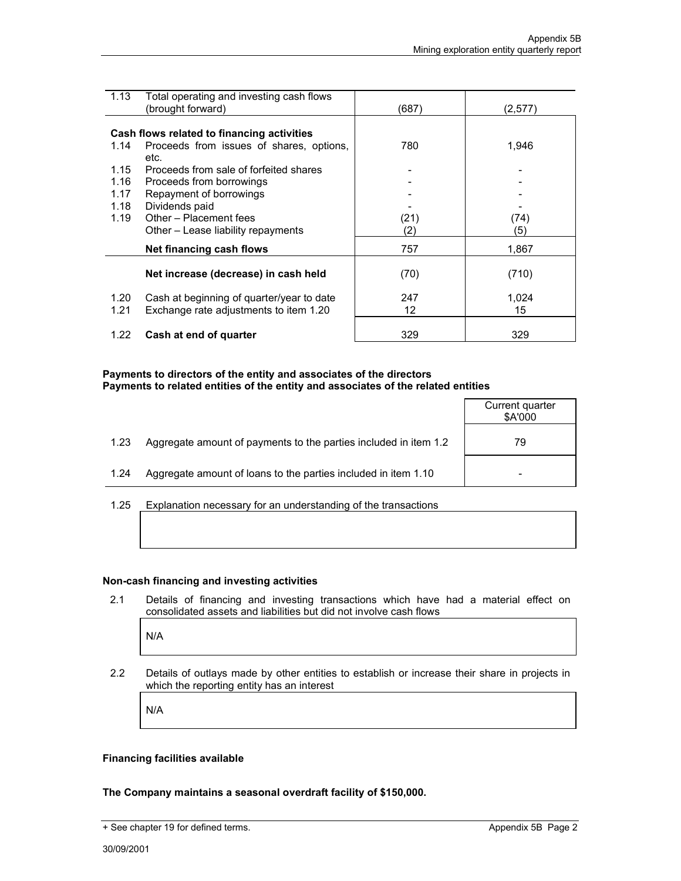| | | | |
|---|---|---|---|
| 1.13 | Total operating and investing cash flows (brought forward) | (687) | (2,577) |
| | **Cash flows related to financing activities** | | |
| 1.14 | Proceeds from issues of shares, options, etc. | 780 | 1,946 |
| 1.15 | Proceeds from sale of forfeited shares | - | - |
| 1.16 | Proceeds from borrowings | - | - |
| 1.17 | Repayment of borrowings | - | - |
| 1.18 | Dividends paid | - | - |
| 1.19 | Other – Placement fees | (21) | (74) |
| | Other – Lease liability repayments | (2) | (5) |
| | **Net financing cash flows** | 757 | 1,867 |
| | **Net increase (decrease) in cash held** | (70) | (710) |
| 1.20 | Cash at beginning of quarter/year to date | 247 | 1,024 |
| 1.21 | Exchange rate adjustments to item 1.20 | 12 | 15 |
| 1.22 | **Cash at end of quarter** | 329 | 329 |

**Payments to directors of the entity and associates of the directors**
**Payments to related entities of the entity and associates of the related entities**

| | | Current quarter $A'000 |
|---|---|---|
| 1.23 | Aggregate amount of payments to the parties included in item 1.2 | 79 |
| 1.24 | Aggregate amount of loans to the parties included in item 1.10 | - |

1.25 Explanation necessary for an understanding of the transactions

**Non-cash financing and investing activities**

2.1 Details of financing and investing transactions which have had a material effect on consolidated assets and liabilities but did not involve cash flows

N/A

2.2 Details of outlays made by other entities to establish or increase their share in projects in which the reporting entity has an interest

N/A

**Financing facilities available**

**The Company maintains a seasonal overdraft facility of $150,000.**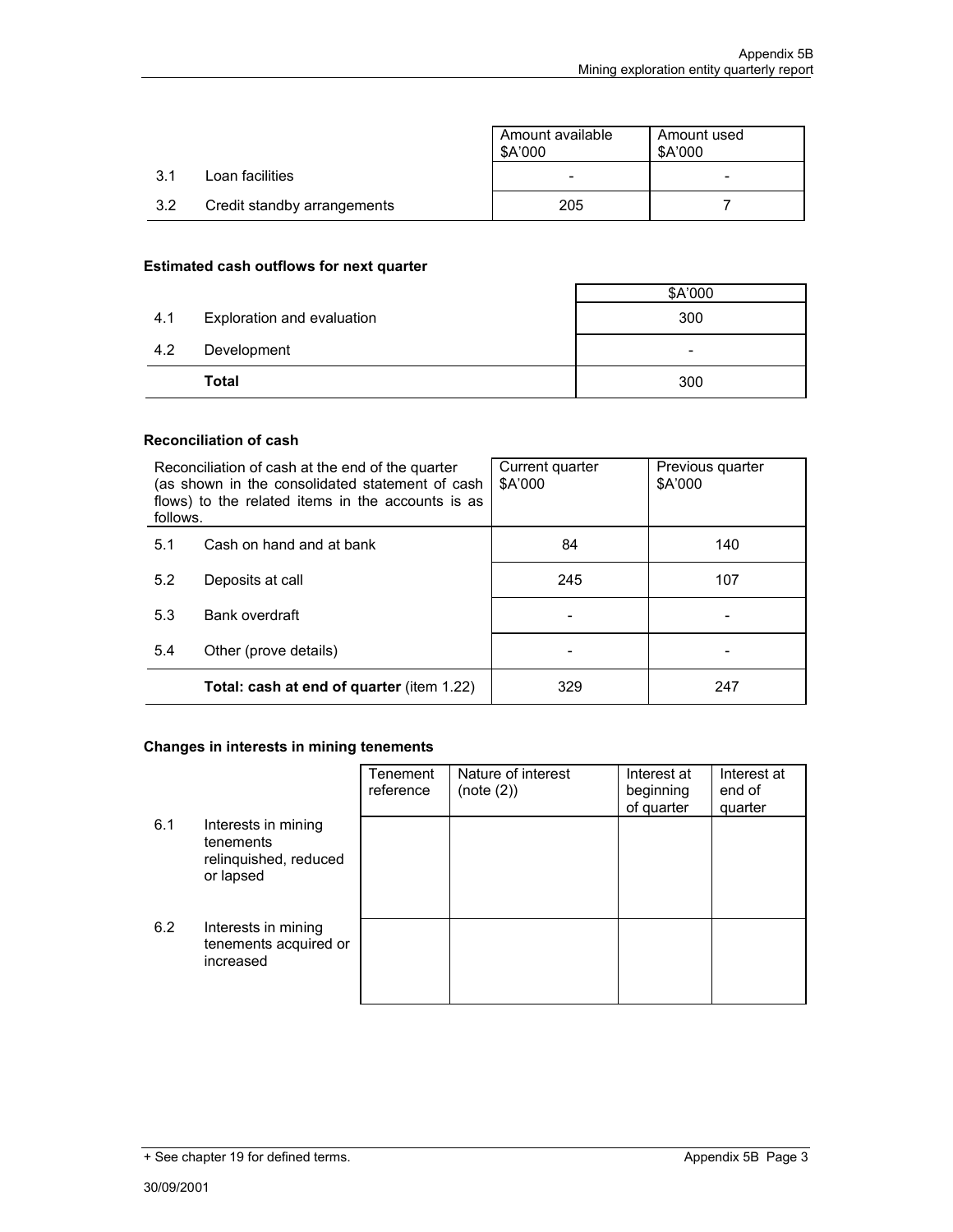| | | Amount available $A'000 | Amount used $A'000 |
|---|---|---|---|
| 3.1 | Loan facilities | - | - |
| 3.2 | Credit standby arrangements | 205 | 7 |

### Estimated cash outflows for next quarter

| | | $A'000 |
|---|---|---|
| 4.1 | Exploration and evaluation | 300 |
| 4.2 | Development | - |
| | **Total** | 300 |

### Reconciliation of cash

| Reconciliation of cash at the end of the quarter (as shown in the consolidated statement of cash flows) to the related items in the accounts is as follows. | | Current quarter $A'000 | Previous quarter $A'000 |
|---|---|---|---|
| 5.1 | Cash on hand and at bank | 84 | 140 |
| 5.2 | Deposits at call | 245 | 107 |
| 5.3 | Bank overdraft | - | - |
| 5.4 | Other (prove details) | - | - |
| | **Total: cash at end of quarter** (item 1.22) | 329 | 247 |

### Changes in interests in mining tenements

| | | Tenement reference | Nature of interest (note (2)) | Interest at beginning of quarter | Interest at end of quarter |
|---|---|---|---|---|---|
| 6.1 | Interests in mining tenements relinquished, reduced or lapsed | | | | |
| 6.2 | Interests in mining tenements acquired or increased | | | | |

+ See chapter 19 for defined terms.

30/09/2001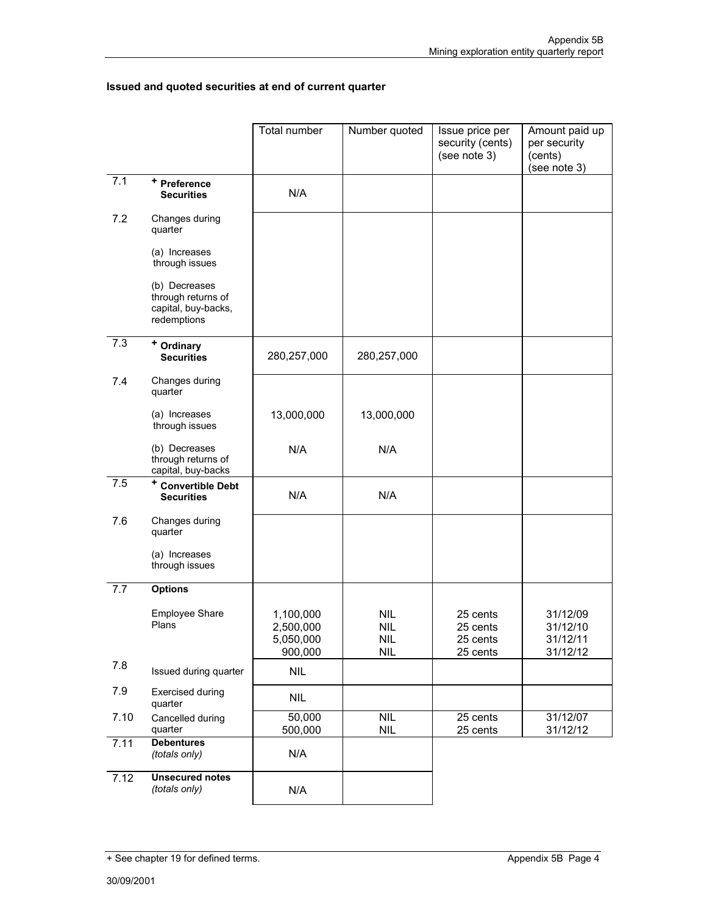## Issued and quoted securities at end of current quarter

| | | Total number | Number quoted | Issue price per security (cents) (see note 3) | Amount paid up per security (cents) (see note 3) |
|---|---|---|---|---|---|
| 7.1 | **+ Preference Securities** | N/A | | | |
| 7.2 | Changes during quarter<br><br>(a) Increases through issues<br><br>(b) Decreases through returns of capital, buy-backs, redemptions | | | | |
| 7.3 | **+ Ordinary Securities** | 280,257,000 | 280,257,000 | | |
| 7.4 | Changes during quarter<br><br>(a) Increases through issues<br><br>(b) Decreases through returns of capital, buy-backs | <br><br>13,000,000<br><br>N/A | <br><br>13,000,000<br><br>N/A | | |
| 7.5 | **+ Convertible Debt Securities** | N/A | N/A | | |
| 7.6 | Changes during quarter<br><br>(a) Increases through issues | | | | |
| 7.7 | **Options**<br><br>Employee Share Plans | <br><br>1,100,000<br>2,500,000<br>5,050,000<br>900,000 | <br><br>NIL<br>NIL<br>NIL<br>NIL | <br><br>25 cents<br>25 cents<br>25 cents<br>25 cents | <br><br>31/12/09<br>31/12/10<br>31/12/11<br>31/12/12 |
| 7.8 | Issued during quarter | NIL | | | |
| 7.9 | Exercised during quarter | NIL | | | |
| 7.10 | Cancelled during quarter | 50,000<br>500,000 | NIL<br>NIL | 25 cents<br>25 cents | 31/12/07<br>31/12/12 |
| 7.11 | **Debentures** *(totals only)* | N/A | | | |
| 7.12 | **Unsecured notes** *(totals only)* | N/A | | | |

+ See chapter 19 for defined terms.

30/09/2001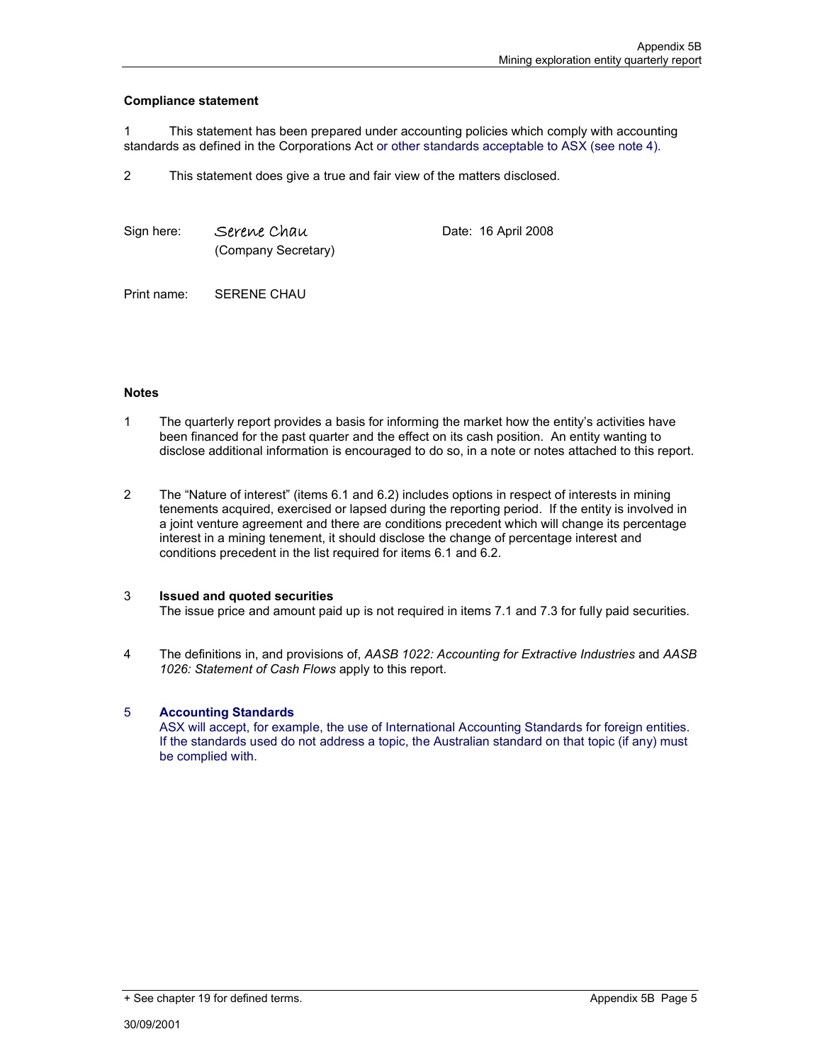## Compliance statement

1 This statement has been prepared under accounting policies which comply with accounting standards as defined in the Corporations Act or other standards acceptable to ASX (see note 4).

2 This statement does give a true and fair view of the matters disclosed.

Sign here: Serene Chau (Company Secretary) Date: 16 April 2008

Print name: SERENE CHAU

## Notes

1 The quarterly report provides a basis for informing the market how the entity's activities have been financed for the past quarter and the effect on its cash position. An entity wanting to disclose additional information is encouraged to do so, in a note or notes attached to this report.

2 The "Nature of interest" (items 6.1 and 6.2) includes options in respect of interests in mining tenements acquired, exercised or lapsed during the reporting period. If the entity is involved in a joint venture agreement and there are conditions precedent which will change its percentage interest in a mining tenement, it should disclose the change of percentage interest and conditions precedent in the list required for items 6.1 and 6.2.

3 **Issued and quoted securities**
The issue price and amount paid up is not required in items 7.1 and 7.3 for fully paid securities.

4 The definitions in, and provisions of, *AASB 1022: Accounting for Extractive Industries* and *AASB 1026: Statement of Cash Flows* apply to this report.

5 **Accounting Standards**
ASX will accept, for example, the use of International Accounting Standards for foreign entities. If the standards used do not address a topic, the Australian standard on that topic (if any) must be complied with.

+ See chapter 19 for defined terms.

30/09/2001